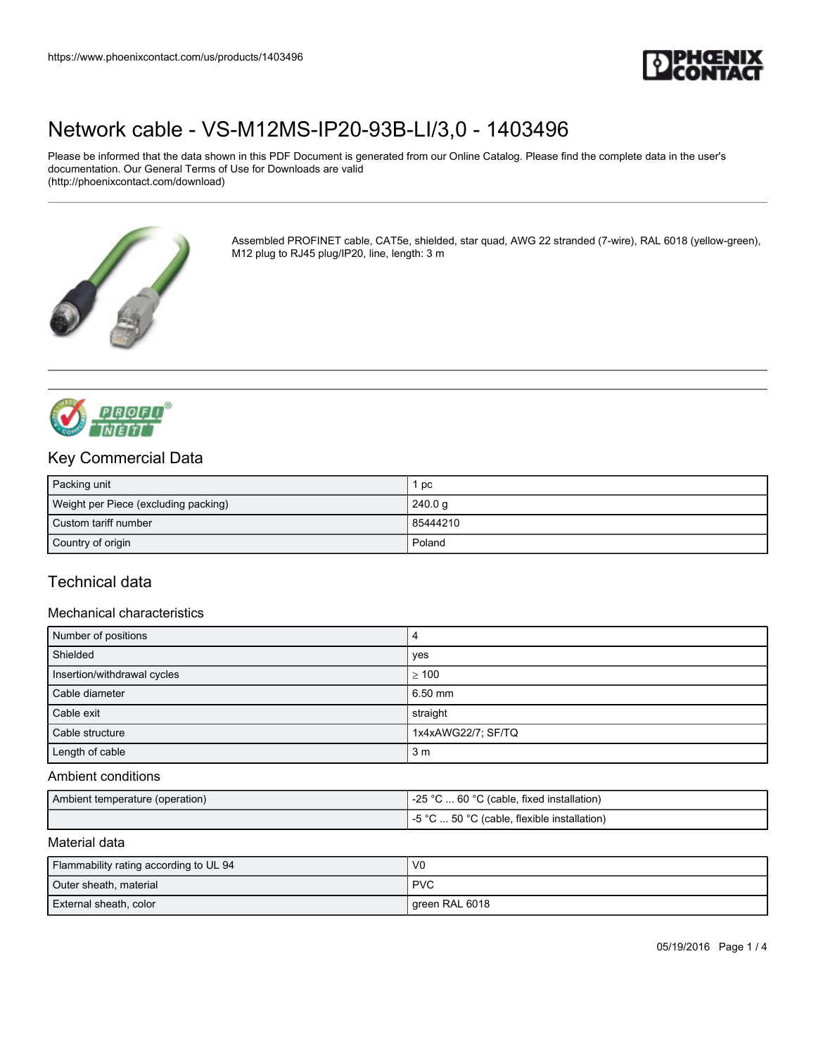# Network cable - VS-M12MS-IP20-93B-LI/3,0 - 1403496

Please be informed that the data shown in this PDF Document is generated from our Online Catalog. Please find the complete data in the user's documentation. Our General Terms of Use for Downloads are valid (http://phoenixcontact.com/download)

Assembled PROFINET cable, CAT5e, shielded, star quad, AWG 22 stranded (7-wire), RAL 6018 (yellow-green), M12 plug to RJ45 plug/IP20, line, length: 3 m

## Key Commercial Data

| | |
|---|---|
| Packing unit | 1 pc |
| Weight per Piece (excluding packing) | 240.0 g |
| Custom tariff number | 85444210 |
| Country of origin | Poland |

## Technical data

### Mechanical characteristics

| | |
|---|---|
| Number of positions | 4 |
| Shielded | yes |
| Insertion/withdrawal cycles | ≥ 100 |
| Cable diameter | 6.50 mm |
| Cable exit | straight |
| Cable structure | 1x4xAWG22/7; SF/TQ |
| Length of cable | 3 m |

### Ambient conditions

| | |
|---|---|
| Ambient temperature (operation) | -25 °C ... 60 °C (cable, fixed installation) |
| | -5 °C ... 50 °C (cable, flexible installation) |

### Material data

| | |
|---|---|
| Flammability rating according to UL 94 | V0 |
| Outer sheath, material | PVC |
| External sheath, color | green RAL 6018 |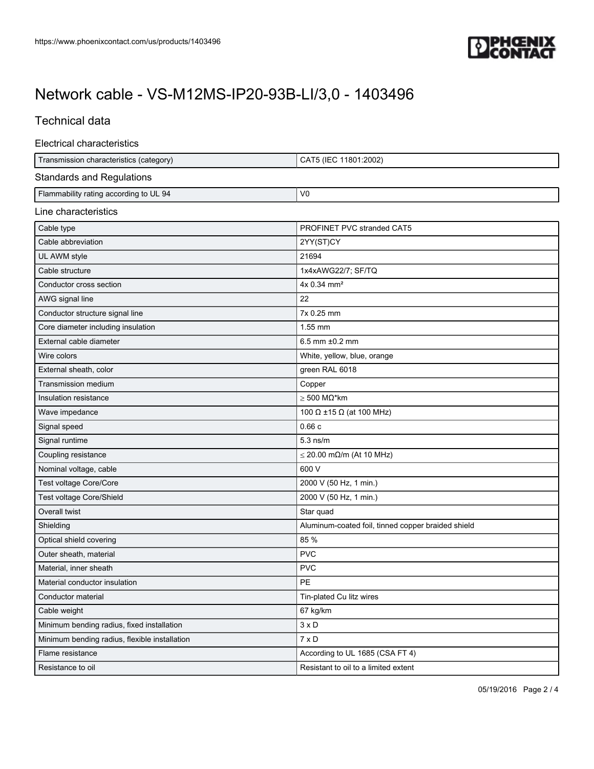# Network cable - VS-M12MS-IP20-93B-LI/3,0 - 1403496

## Technical data

### Electrical characteristics

| | |
|---|---|
| Transmission characteristics (category) | CAT5 (IEC 11801:2002) |

### Standards and Regulations

| | |
|---|---|
| Flammability rating according to UL 94 | V0 |

### Line characteristics

| | |
|---|---|
| Cable type | PROFINET PVC stranded CAT5 |
| Cable abbreviation | 2YY(ST)CY |
| UL AWM style | 21694 |
| Cable structure | 1x4xAWG22/7; SF/TQ |
| Conductor cross section | 4x 0.34 mm² |
| AWG signal line | 22 |
| Conductor structure signal line | 7x 0.25 mm |
| Core diameter including insulation | 1.55 mm |
| External cable diameter | 6.5 mm ±0.2 mm |
| Wire colors | White, yellow, blue, orange |
| External sheath, color | green RAL 6018 |
| Transmission medium | Copper |
| Insulation resistance | ≥ 500 MΩ*km |
| Wave impedance | 100 Ω ±15 Ω (at 100 MHz) |
| Signal speed | 0.66 c |
| Signal runtime | 5.3 ns/m |
| Coupling resistance | ≤ 20.00 mΩ/m (At 10 MHz) |
| Nominal voltage, cable | 600 V |
| Test voltage Core/Core | 2000 V (50 Hz, 1 min.) |
| Test voltage Core/Shield | 2000 V (50 Hz, 1 min.) |
| Overall twist | Star quad |
| Shielding | Aluminum-coated foil, tinned copper braided shield |
| Optical shield covering | 85 % |
| Outer sheath, material | PVC |
| Material, inner sheath | PVC |
| Material conductor insulation | PE |
| Conductor material | Tin-plated Cu litz wires |
| Cable weight | 67 kg/km |
| Minimum bending radius, fixed installation | 3 x D |
| Minimum bending radius, flexible installation | 7 x D |
| Flame resistance | According to UL 1685 (CSA FT 4) |
| Resistance to oil | Resistant to oil to a limited extent |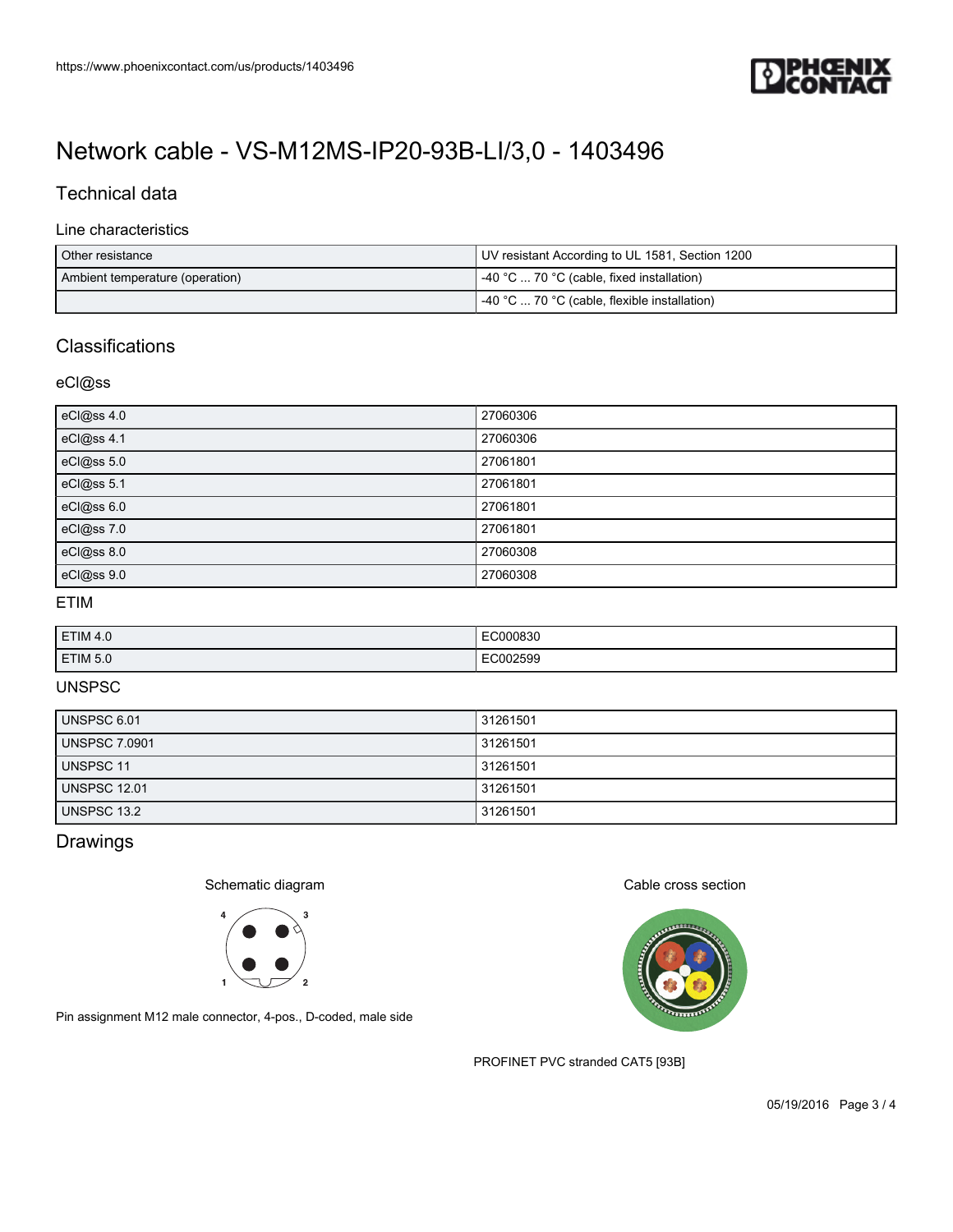# Network cable - VS-M12MS-IP20-93B-LI/3,0 - 1403496

## Technical data

### Line characteristics

| | |
|---|---|
| Other resistance | UV resistant According to UL 1581, Section 1200 |
| Ambient temperature (operation) | -40 °C ... 70 °C (cable, fixed installation) |
| | -40 °C ... 70 °C (cable, flexible installation) |

## Classifications

### eCl@ss

| | |
|---|---|
| eCl@ss 4.0 | 27060306 |
| eCl@ss 4.1 | 27060306 |
| eCl@ss 5.0 | 27061801 |
| eCl@ss 5.1 | 27061801 |
| eCl@ss 6.0 | 27061801 |
| eCl@ss 7.0 | 27061801 |
| eCl@ss 8.0 | 27060308 |
| eCl@ss 9.0 | 27060308 |

### ETIM

| | |
|---|---|
| ETIM 4.0 | EC000830 |
| ETIM 5.0 | EC002599 |

### UNSPSC

| | |
|---|---|
| UNSPSC 6.01 | 31261501 |
| UNSPSC 7.0901 | 31261501 |
| UNSPSC 11 | 31261501 |
| UNSPSC 12.01 | 31261501 |
| UNSPSC 13.2 | 31261501 |

## Drawings

Schematic diagram

Pin assignment M12 male connector, 4-pos., D-coded, male side

Cable cross section

PROFINET PVC stranded CAT5 [93B]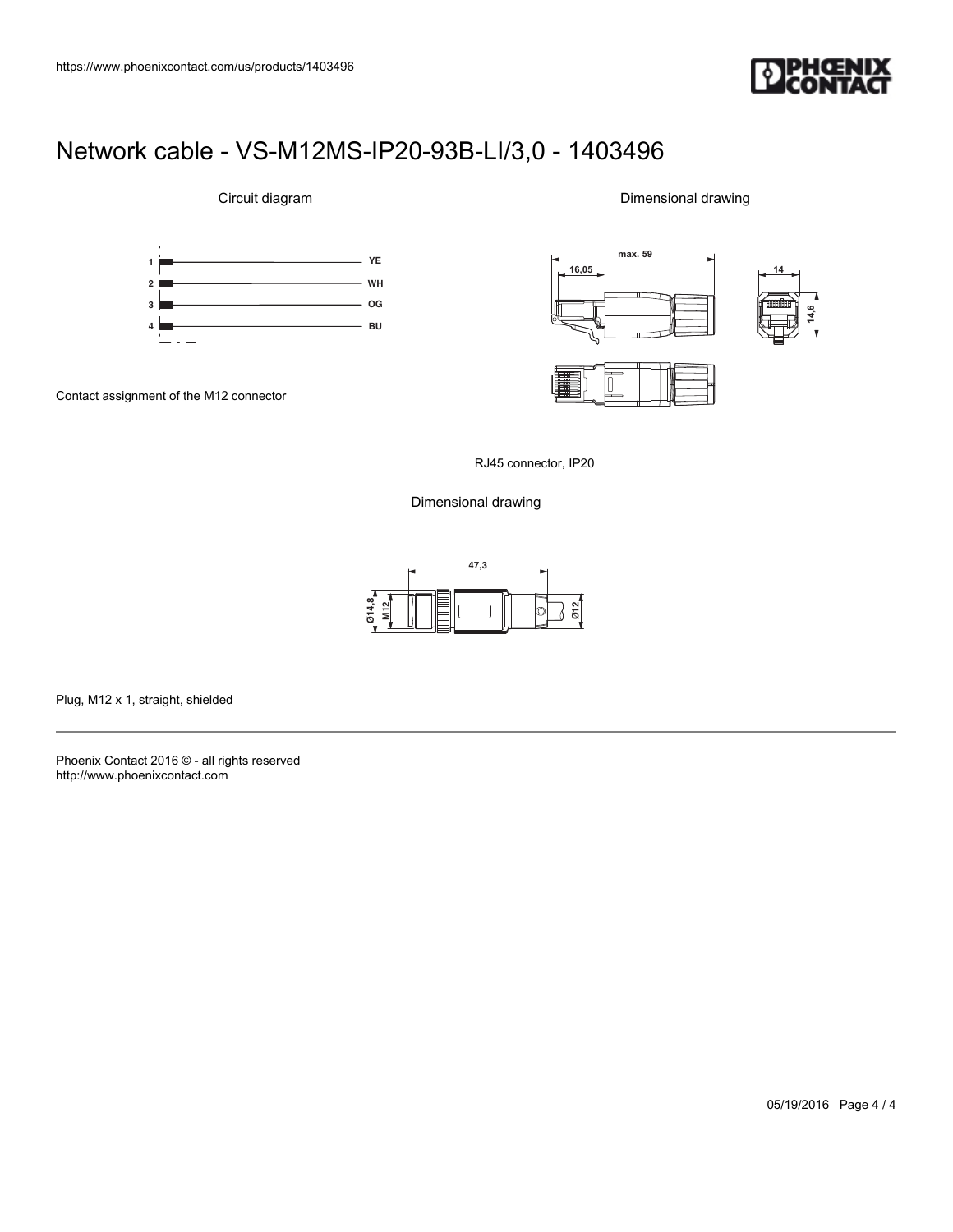# Network cable - VS-M12MS-IP20-93B-LI/3,0 - 1403496

Circuit diagram

1 YE
2 WH
3 OG
4 BU

Contact assignment of the M12 connector

Dimensional drawing

max. 59
16,05
14
14,6

RJ45 connector, IP20

Dimensional drawing

47,3
Ø14,8
M12
Ø12

Plug, M12 x 1, straight, shielded

Phoenix Contact 2016 © - all rights reserved
http://www.phoenixcontact.com